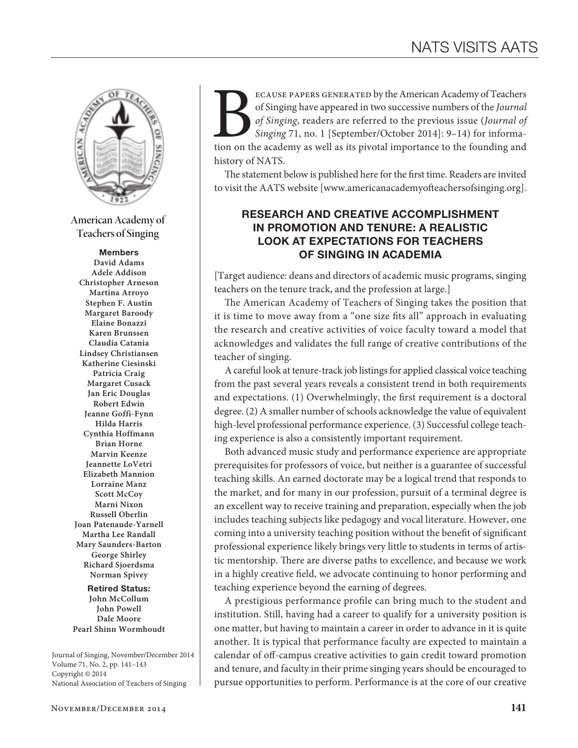American Academy of Teachers of Singing

**Members**
David Adams
Adele Addison
Christopher Arneson
Martina Arroyo
Stephen F. Austin
Margaret Baroody
Elaine Bonazzi
Karen Brunssen
Claudia Catania
Lindsey Christiansen
Katherine Ciesinski
Patricia Craig
Margaret Cusack
Jan Eric Douglas
Robert Edwin
Jeanne Goffi-Fynn
Hilda Harris
Cynthia Hoffmann
Brian Horne
Marvin Keenze
Jeannette LoVetri
Elizabeth Mannion
Lorraine Manz
Scott McCoy
Marni Nixon
Russell Oberlin
Joan Patenaude-Yarnell
Martha Lee Randall
Mary Saunders-Barton
George Shirley
Richard Sjoerdsma
Norman Spivey

**Retired Status:**
John McCollum
John Powell
Dale Moore
Pearl Shinn Wormhoudt

Journal of Singing, November/December 2014
Volume 71, No. 2, pp. 141–143
Copyright © 2014
National Association of Teachers of Singing

# NATS VISITS AATS

Because papers generated by the American Academy of Teachers of Singing have appeared in two successive numbers of the *Journal of Singing*, readers are referred to the previous issue (*Journal of Singing* 71, no. 1 [September/October 2014]: 9–14) for information on the academy as well as its pivotal importance to the founding and history of NATS.

The statement below is published here for the first time. Readers are invited to visit the AATS website [www.americanacademyofteachersofsinging.org].

## RESEARCH AND CREATIVE ACCOMPLISHMENT IN PROMOTION AND TENURE: A REALISTIC LOOK AT EXPECTATIONS FOR TEACHERS OF SINGING IN ACADEMIA

[Target audience: deans and directors of academic music programs, singing teachers on the tenure track, and the profession at large.]

The American Academy of Teachers of Singing takes the position that it is time to move away from a "one size fits all" approach in evaluating the research and creative activities of voice faculty toward a model that acknowledges and validates the full range of creative contributions of the teacher of singing.

A careful look at tenure-track job listings for applied classical voice teaching from the past several years reveals a consistent trend in both requirements and expectations. (1) Overwhelmingly, the first requirement is a doctoral degree. (2) A smaller number of schools acknowledge the value of equivalent high-level professional performance experience. (3) Successful college teaching experience is also a consistently important requirement.

Both advanced music study and performance experience are appropriate prerequisites for professors of voice, but neither is a guarantee of successful teaching skills. An earned doctorate may be a logical trend that responds to the market, and for many in our profession, pursuit of a terminal degree is an excellent way to receive training and preparation, especially when the job includes teaching subjects like pedagogy and vocal literature. However, one coming into a university teaching position without the benefit of significant professional experience likely brings very little to students in terms of artistic mentorship. There are diverse paths to excellence, and because we work in a highly creative field, we advocate continuing to honor performing and teaching experience beyond the earning of degrees.

A prestigious performance profile can bring much to the student and institution. Still, having had a career to qualify for a university position is one matter, but having to maintain a career in order to advance in it is quite another. It is typical that performance faculty are expected to maintain a calendar of off-campus creative activities to gain credit toward promotion and tenure, and faculty in their prime singing years should be encouraged to pursue opportunities to perform. Performance is at the core of our creative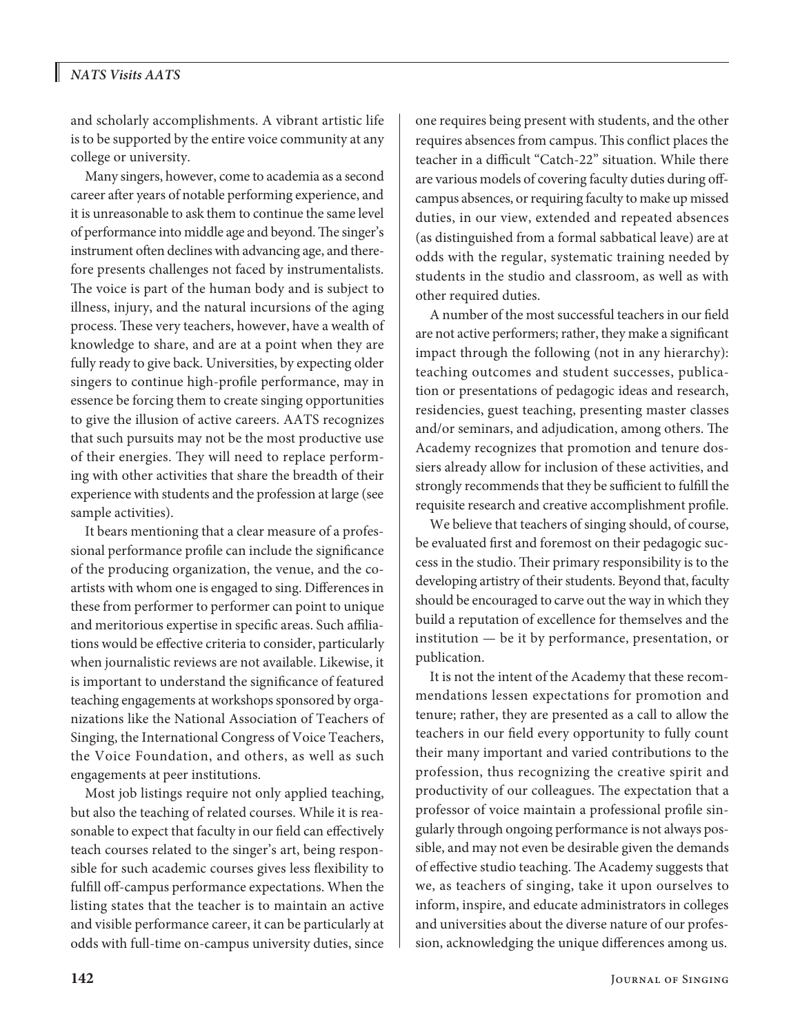and scholarly accomplishments. A vibrant artistic life is to be supported by the entire voice community at any college or university.

Many singers, however, come to academia as a second career after years of notable performing experience, and it is unreasonable to ask them to continue the same level of performance into middle age and beyond. The singer's instrument often declines with advancing age, and therefore presents challenges not faced by instrumentalists. The voice is part of the human body and is subject to illness, injury, and the natural incursions of the aging process. These very teachers, however, have a wealth of knowledge to share, and are at a point when they are fully ready to give back. Universities, by expecting older singers to continue high-profile performance, may in essence be forcing them to create singing opportunities to give the illusion of active careers. AATS recognizes that such pursuits may not be the most productive use of their energies. They will need to replace performing with other activities that share the breadth of their experience with students and the profession at large (see sample activities).

It bears mentioning that a clear measure of a professional performance profile can include the significance of the producing organization, the venue, and the co-artists with whom one is engaged to sing. Differences in these from performer to performer can point to unique and meritorious expertise in specific areas. Such affiliations would be effective criteria to consider, particularly when journalistic reviews are not available. Likewise, it is important to understand the significance of featured teaching engagements at workshops sponsored by organizations like the National Association of Teachers of Singing, the International Congress of Voice Teachers, the Voice Foundation, and others, as well as such engagements at peer institutions.

Most job listings require not only applied teaching, but also the teaching of related courses. While it is reasonable to expect that faculty in our field can effectively teach courses related to the singer's art, being responsible for such academic courses gives less flexibility to fulfill off-campus performance expectations. When the listing states that the teacher is to maintain an active and visible performance career, it can be particularly at odds with full-time on-campus university duties, since one requires being present with students, and the other requires absences from campus. This conflict places the teacher in a difficult "Catch-22" situation. While there are various models of covering faculty duties during off-campus absences, or requiring faculty to make up missed duties, in our view, extended and repeated absences (as distinguished from a formal sabbatical leave) are at odds with the regular, systematic training needed by students in the studio and classroom, as well as with other required duties.

A number of the most successful teachers in our field are not active performers; rather, they make a significant impact through the following (not in any hierarchy): teaching outcomes and student successes, publication or presentations of pedagogic ideas and research, residencies, guest teaching, presenting master classes and/or seminars, and adjudication, among others. The Academy recognizes that promotion and tenure dossiers already allow for inclusion of these activities, and strongly recommends that they be sufficient to fulfill the requisite research and creative accomplishment profile.

We believe that teachers of singing should, of course, be evaluated first and foremost on their pedagogic success in the studio. Their primary responsibility is to the developing artistry of their students. Beyond that, faculty should be encouraged to carve out the way in which they build a reputation of excellence for themselves and the institution — be it by performance, presentation, or publication.

It is not the intent of the Academy that these recommendations lessen expectations for promotion and tenure; rather, they are presented as a call to allow the teachers in our field every opportunity to fully count their many important and varied contributions to the profession, thus recognizing the creative spirit and productivity of our colleagues. The expectation that a professor of voice maintain a professional profile singularly through ongoing performance is not always possible, and may not even be desirable given the demands of effective studio teaching. The Academy suggests that we, as teachers of singing, take it upon ourselves to inform, inspire, and educate administrators in colleges and universities about the diverse nature of our profession, acknowledging the unique differences among us.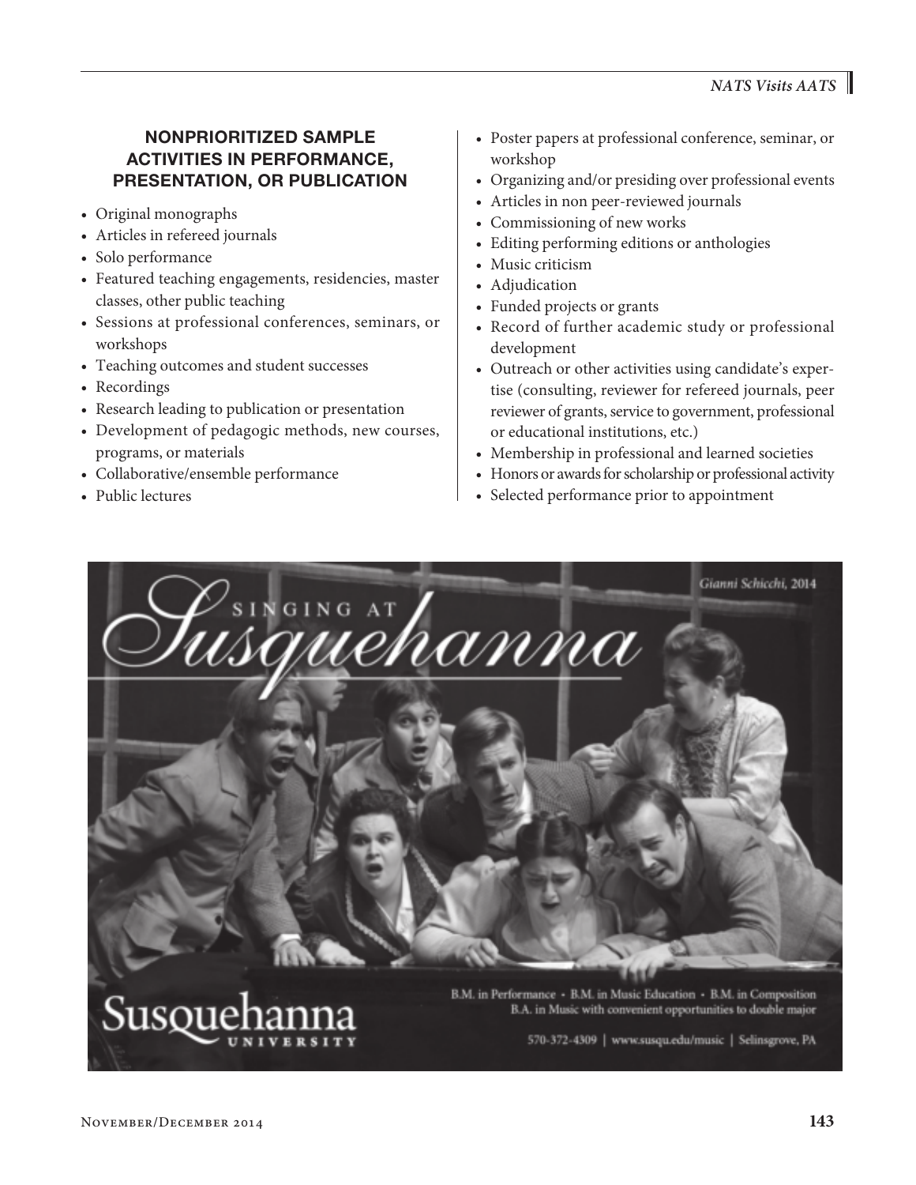### NONPRIORITIZED SAMPLE ACTIVITIES IN PERFORMANCE, PRESENTATION, OR PUBLICATION

- Original monographs
- Articles in refereed journals
- Solo performance
- Featured teaching engagements, residencies, master classes, other public teaching
- Sessions at professional conferences, seminars, or workshops
- Teaching outcomes and student successes
- Recordings
- Research leading to publication or presentation
- Development of pedagogic methods, new courses, programs, or materials
- Collaborative/ensemble performance
- Public lectures
- Poster papers at professional conference, seminar, or workshop
- Organizing and/or presiding over professional events
- Articles in non peer-reviewed journals
- Commissioning of new works
- Editing performing editions or anthologies
- Music criticism
- Adjudication
- Funded projects or grants
- Record of further academic study or professional development
- Outreach or other activities using candidate's expertise (consulting, reviewer for refereed journals, peer reviewer of grants, service to government, professional or educational institutions, etc.)
- Membership in professional and learned societies
- Honors or awards for scholarship or professional activity
- Selected performance prior to appointment